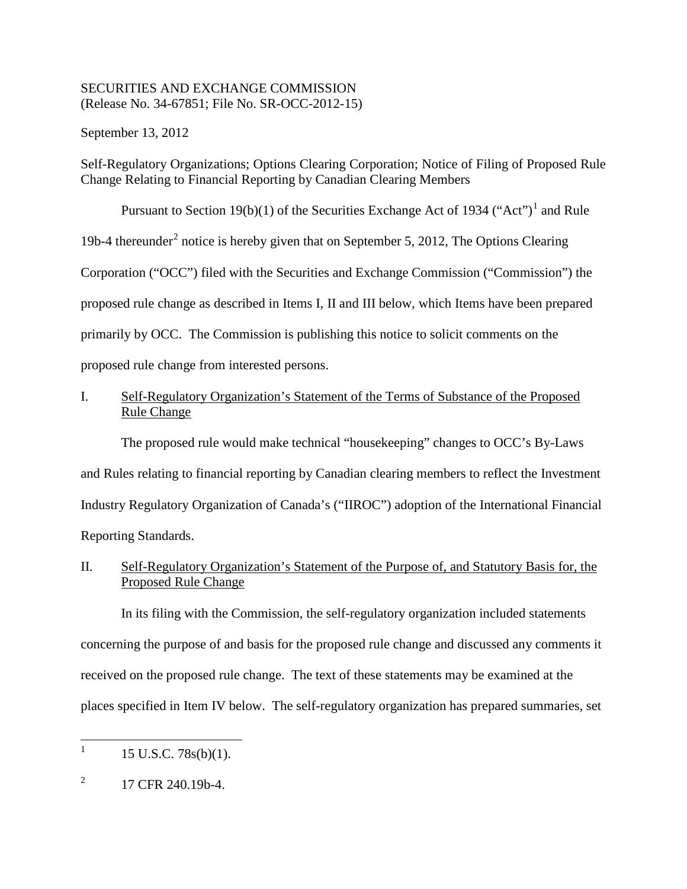SECURITIES AND EXCHANGE COMMISSION
(Release No. 34-67851; File No. SR-OCC-2012-15)

September 13, 2012

Self-Regulatory Organizations; Options Clearing Corporation; Notice of Filing of Proposed Rule Change Relating to Financial Reporting by Canadian Clearing Members

Pursuant to Section 19(b)(1) of the Securities Exchange Act of 1934 ("Act")[1] and Rule 19b-4 thereunder[2] notice is hereby given that on September 5, 2012, The Options Clearing Corporation ("OCC") filed with the Securities and Exchange Commission ("Commission") the proposed rule change as described in Items I, II and III below, which Items have been prepared primarily by OCC. The Commission is publishing this notice to solicit comments on the proposed rule change from interested persons.

## I. Self-Regulatory Organization's Statement of the Terms of Substance of the Proposed Rule Change

The proposed rule would make technical "housekeeping" changes to OCC's By-Laws and Rules relating to financial reporting by Canadian clearing members to reflect the Investment Industry Regulatory Organization of Canada's ("IIROC") adoption of the International Financial Reporting Standards.

## II. Self-Regulatory Organization's Statement of the Purpose of, and Statutory Basis for, the Proposed Rule Change

In its filing with the Commission, the self-regulatory organization included statements concerning the purpose of and basis for the proposed rule change and discussed any comments it received on the proposed rule change. The text of these statements may be examined at the places specified in Item IV below. The self-regulatory organization has prepared summaries, set

---

[1] 15 U.S.C. 78s(b)(1).

[2] 17 CFR 240.19b-4.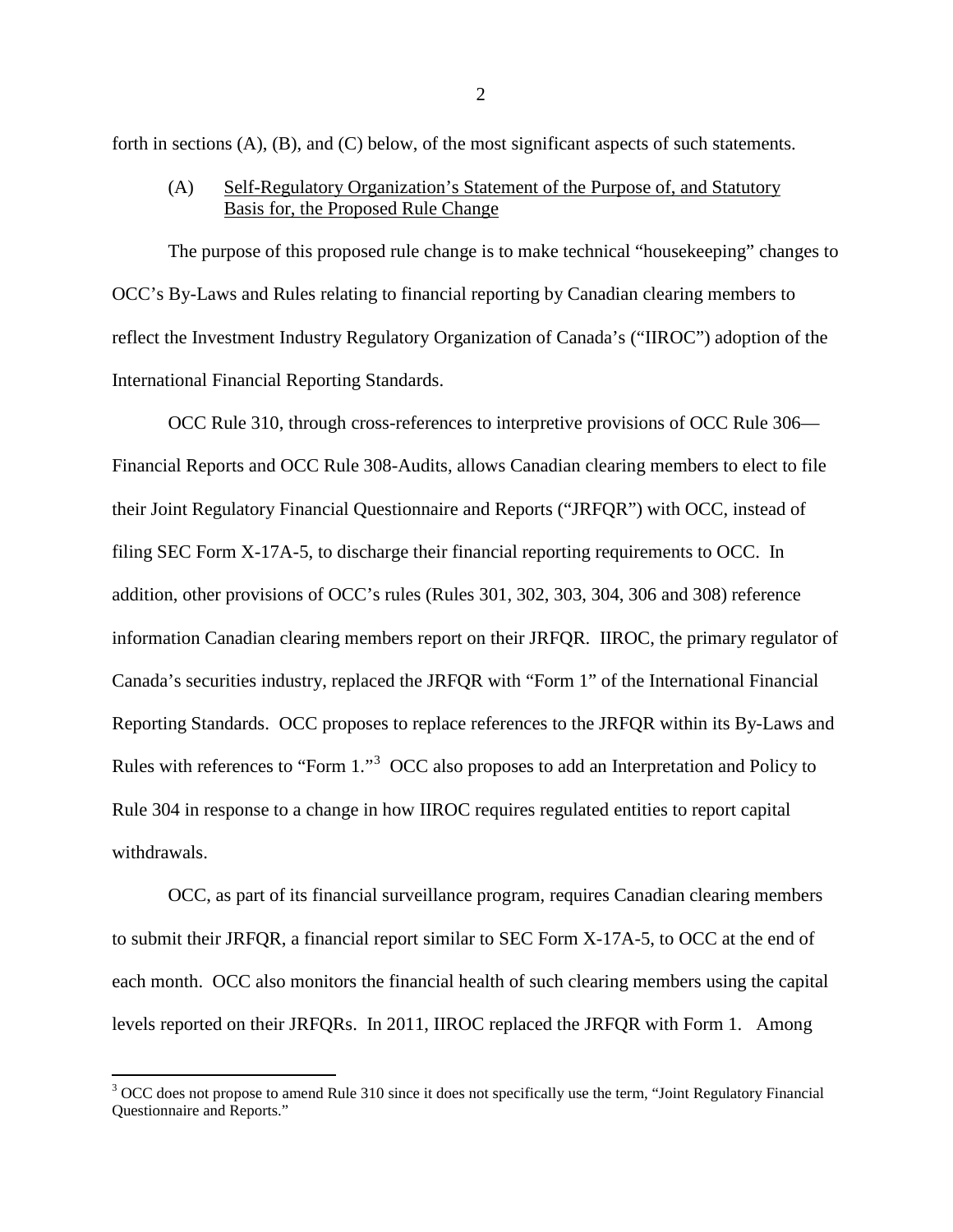forth in sections (A), (B), and (C) below, of the most significant aspects of such statements.

(A) Self-Regulatory Organization's Statement of the Purpose of, and Statutory Basis for, the Proposed Rule Change

The purpose of this proposed rule change is to make technical "housekeeping" changes to OCC's By-Laws and Rules relating to financial reporting by Canadian clearing members to reflect the Investment Industry Regulatory Organization of Canada's ("IIROC") adoption of the International Financial Reporting Standards.

OCC Rule 310, through cross-references to interpretive provisions of OCC Rule 306—Financial Reports and OCC Rule 308-Audits, allows Canadian clearing members to elect to file their Joint Regulatory Financial Questionnaire and Reports ("JRFQR") with OCC, instead of filing SEC Form X-17A-5, to discharge their financial reporting requirements to OCC. In addition, other provisions of OCC's rules (Rules 301, 302, 303, 304, 306 and 308) reference information Canadian clearing members report on their JRFQR. IIROC, the primary regulator of Canada's securities industry, replaced the JRFQR with "Form 1" of the International Financial Reporting Standards. OCC proposes to replace references to the JRFQR within its By-Laws and Rules with references to "Form 1."[3] OCC also proposes to add an Interpretation and Policy to Rule 304 in response to a change in how IIROC requires regulated entities to report capital withdrawals.

OCC, as part of its financial surveillance program, requires Canadian clearing members to submit their JRFQR, a financial report similar to SEC Form X-17A-5, to OCC at the end of each month. OCC also monitors the financial health of such clearing members using the capital levels reported on their JRFQRs. In 2011, IIROC replaced the JRFQR with Form 1. Among

[3] OCC does not propose to amend Rule 310 since it does not specifically use the term, "Joint Regulatory Financial Questionnaire and Reports."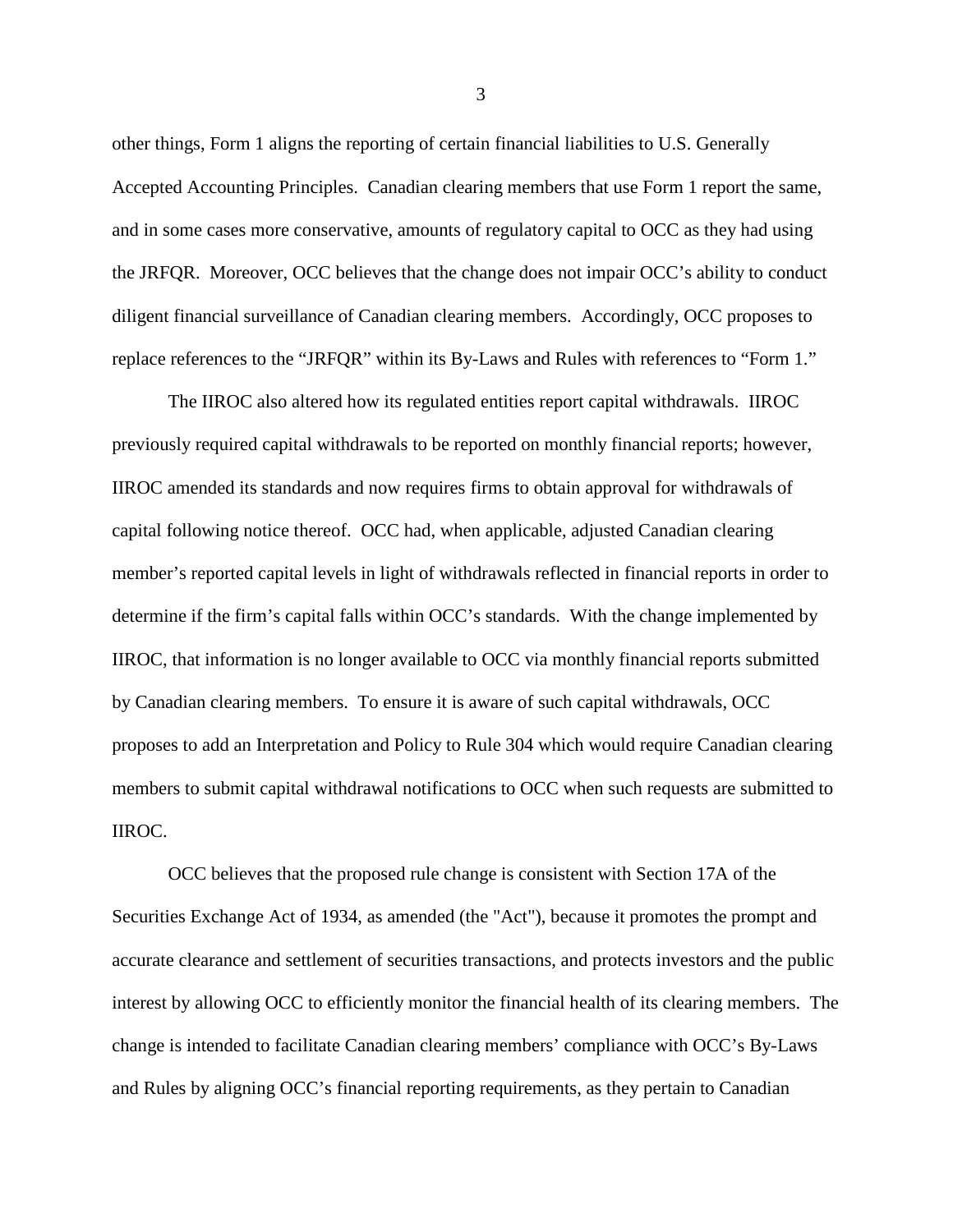other things, Form 1 aligns the reporting of certain financial liabilities to U.S. Generally Accepted Accounting Principles. Canadian clearing members that use Form 1 report the same, and in some cases more conservative, amounts of regulatory capital to OCC as they had using the JRFQR. Moreover, OCC believes that the change does not impair OCC's ability to conduct diligent financial surveillance of Canadian clearing members. Accordingly, OCC proposes to replace references to the "JRFQR" within its By-Laws and Rules with references to "Form 1."

The IIROC also altered how its regulated entities report capital withdrawals. IIROC previously required capital withdrawals to be reported on monthly financial reports; however, IIROC amended its standards and now requires firms to obtain approval for withdrawals of capital following notice thereof. OCC had, when applicable, adjusted Canadian clearing member's reported capital levels in light of withdrawals reflected in financial reports in order to determine if the firm's capital falls within OCC's standards. With the change implemented by IIROC, that information is no longer available to OCC via monthly financial reports submitted by Canadian clearing members. To ensure it is aware of such capital withdrawals, OCC proposes to add an Interpretation and Policy to Rule 304 which would require Canadian clearing members to submit capital withdrawal notifications to OCC when such requests are submitted to IIROC.

OCC believes that the proposed rule change is consistent with Section 17A of the Securities Exchange Act of 1934, as amended (the "Act"), because it promotes the prompt and accurate clearance and settlement of securities transactions, and protects investors and the public interest by allowing OCC to efficiently monitor the financial health of its clearing members. The change is intended to facilitate Canadian clearing members' compliance with OCC's By-Laws and Rules by aligning OCC's financial reporting requirements, as they pertain to Canadian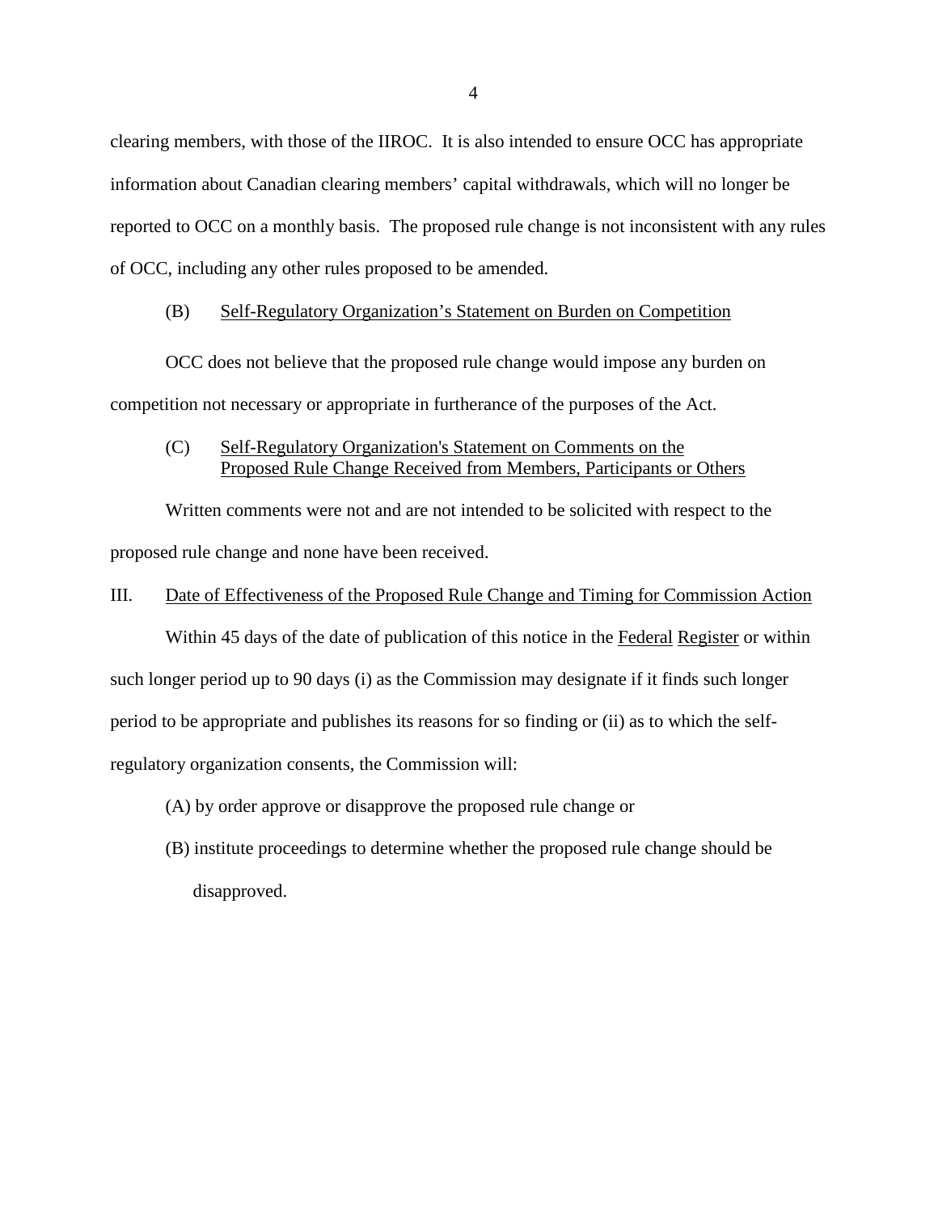clearing members, with those of the IIROC. It is also intended to ensure OCC has appropriate information about Canadian clearing members' capital withdrawals, which will no longer be reported to OCC on a monthly basis. The proposed rule change is not inconsistent with any rules of OCC, including any other rules proposed to be amended.

(B) Self-Regulatory Organization's Statement on Burden on Competition

OCC does not believe that the proposed rule change would impose any burden on competition not necessary or appropriate in furtherance of the purposes of the Act.

(C) Self-Regulatory Organization's Statement on Comments on the Proposed Rule Change Received from Members, Participants or Others

Written comments were not and are not intended to be solicited with respect to the proposed rule change and none have been received.

III. Date of Effectiveness of the Proposed Rule Change and Timing for Commission Action

Within 45 days of the date of publication of this notice in the Federal Register or within such longer period up to 90 days (i) as the Commission may designate if it finds such longer period to be appropriate and publishes its reasons for so finding or (ii) as to which the self-regulatory organization consents, the Commission will:

(A) by order approve or disapprove the proposed rule change or

(B) institute proceedings to determine whether the proposed rule change should be disapproved.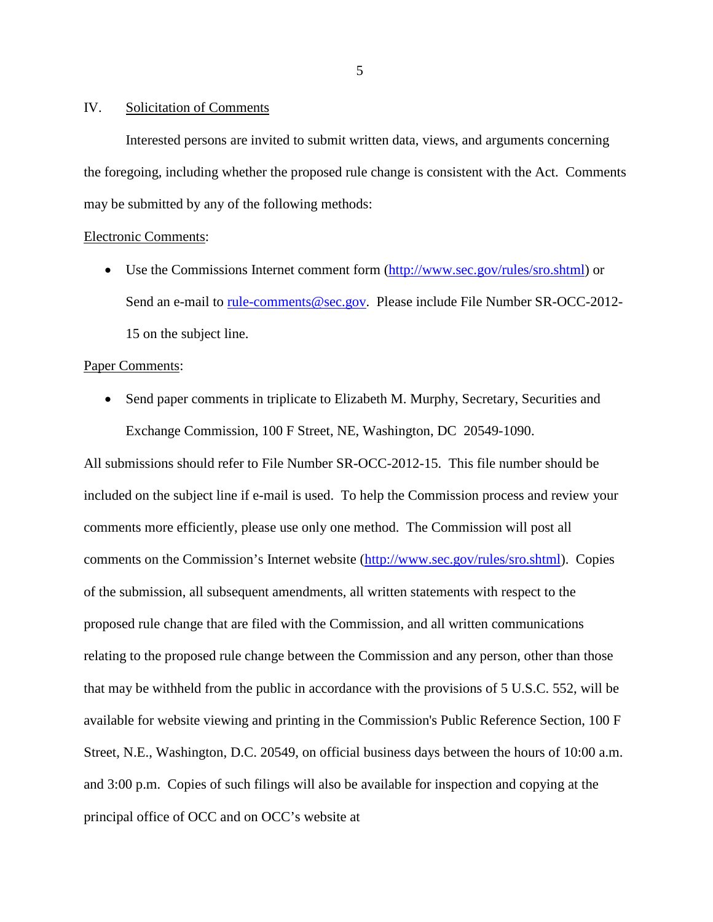## IV. Solicitation of Comments

Interested persons are invited to submit written data, views, and arguments concerning the foregoing, including whether the proposed rule change is consistent with the Act. Comments may be submitted by any of the following methods:

Electronic Comments:

- Use the Commissions Internet comment form (http://www.sec.gov/rules/sro.shtml) or Send an e-mail to rule-comments@sec.gov. Please include File Number SR-OCC-2012-15 on the subject line.

Paper Comments:

- Send paper comments in triplicate to Elizabeth M. Murphy, Secretary, Securities and Exchange Commission, 100 F Street, NE, Washington, DC 20549-1090.

All submissions should refer to File Number SR-OCC-2012-15. This file number should be included on the subject line if e-mail is used. To help the Commission process and review your comments more efficiently, please use only one method. The Commission will post all comments on the Commission's Internet website (http://www.sec.gov/rules/sro.shtml). Copies of the submission, all subsequent amendments, all written statements with respect to the proposed rule change that are filed with the Commission, and all written communications relating to the proposed rule change between the Commission and any person, other than those that may be withheld from the public in accordance with the provisions of 5 U.S.C. 552, will be available for website viewing and printing in the Commission's Public Reference Section, 100 F Street, N.E., Washington, D.C. 20549, on official business days between the hours of 10:00 a.m. and 3:00 p.m. Copies of such filings will also be available for inspection and copying at the principal office of OCC and on OCC's website at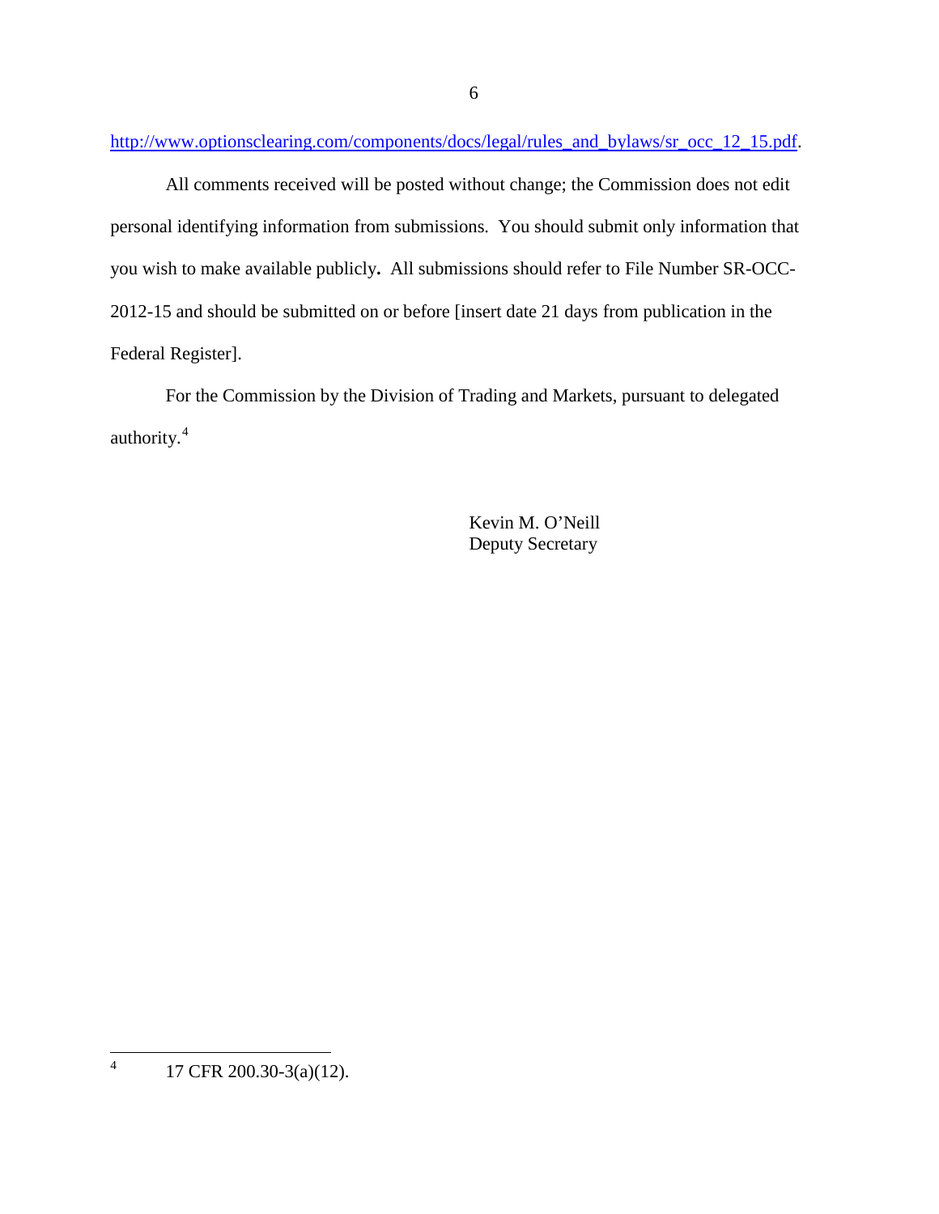http://www.optionsclearing.com/components/docs/legal/rules_and_bylaws/sr_occ_12_15.pdf.

All comments received will be posted without change; the Commission does not edit personal identifying information from submissions. You should submit only information that you wish to make available publicly**.** All submissions should refer to File Number SR-OCC-2012-15 and should be submitted on or before [insert date 21 days from publication in the Federal Register].

For the Commission by the Division of Trading and Markets, pursuant to delegated authority.[4]

Kevin M. O'Neill
Deputy Secretary

---

[4] 17 CFR 200.30-3(a)(12).